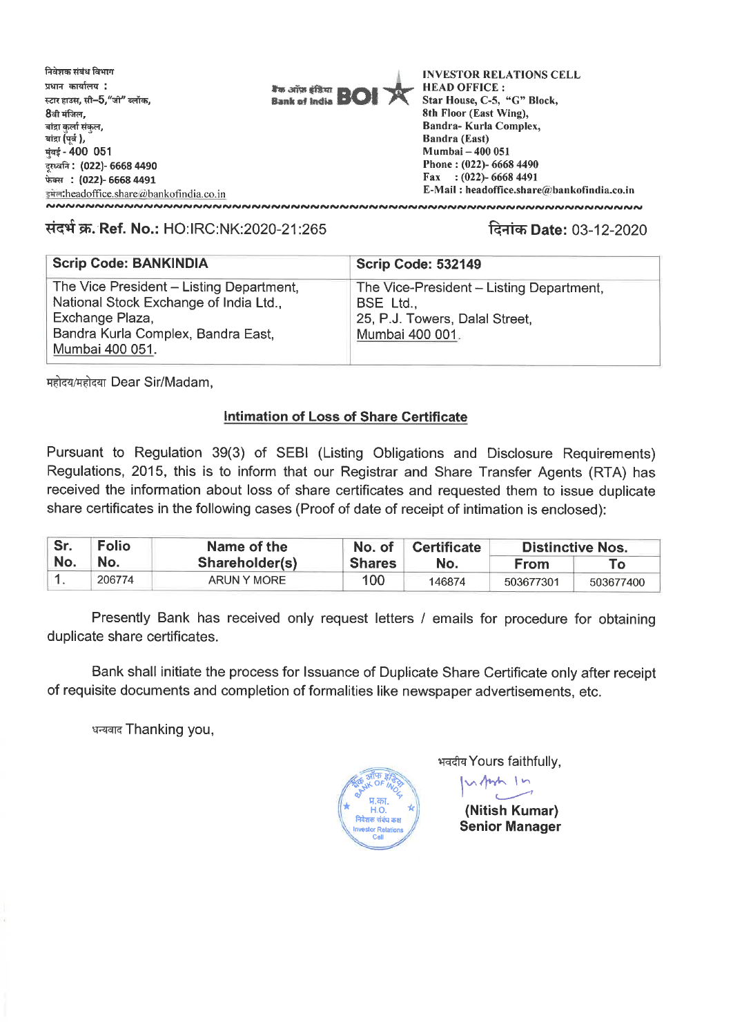निवेशक संबंध विभाग
प्रधान कार्यालय :
स्टार हाउस, सी–5,"जी" ब्लॉक,
8वी मंजिल,
बांद्रा कुर्ला संकुल,
बांद्रा (पूर्व ),
मुंबई - 400 051
दूरध्वनि : (022)- 6668 4490
फेक्स : (022)- 6668 4491
इमेल:headoffice.share@bankofindia.co.in

बैंक ऑफ इंडिया Bank of India BOI

INVESTOR RELATIONS CELL
HEAD OFFICE :
Star House, C-5, "G" Block,
8th Floor (East Wing),
Bandra- Kurla Complex,
Bandra (East)
Mumbai – 400 051
Phone : (022)- 6668 4490
Fax : (022)- 6668 4491
E-Mail : headoffice.share@bankofindia.co.in

**संदर्भ क्र. Ref. No.:** HO:IRC:NK:2020-21:265

**दिनांक Date:** 03-12-2020

| **Scrip Code: BANKINDIA** | **Scrip Code: 532149** |
|---|---|
| The Vice President – Listing Department,<br>National Stock Exchange of India Ltd.,<br>Exchange Plaza,<br>Bandra Kurla Complex, Bandra East,<br>Mumbai 400 051. | The Vice-President – Listing Department,<br>BSE Ltd.,<br>25, P.J. Towers, Dalal Street,<br>Mumbai 400 001. |

महोदय/महोदया Dear Sir/Madam,

**Intimation of Loss of Share Certificate**

Pursuant to Regulation 39(3) of SEBI (Listing Obligations and Disclosure Requirements) Regulations, 2015, this is to inform that our Registrar and Share Transfer Agents (RTA) has received the information about loss of share certificates and requested them to issue duplicate share certificates in the following cases (Proof of date of receipt of intimation is enclosed):

| Sr. No. | Folio No. | Name of the Shareholder(s) | No. of Shares | Certificate No. | Distinctive Nos. | |
|---|---|---|---|---|---|---|
| | | | | | From | To |
| 1. | 206774 | ARUN Y MORE | 100 | 146874 | 503677301 | 503677400 |

Presently Bank has received only request letters / emails for procedure for obtaining duplicate share certificates.

Bank shall initiate the process for Issuance of Duplicate Share Certificate only after receipt of requisite documents and completion of formalities like newspaper advertisements, etc.

धन्यवाद Thanking you,

भवदीय Yours faithfully,

**(Nitish Kumar)**
**Senior Manager**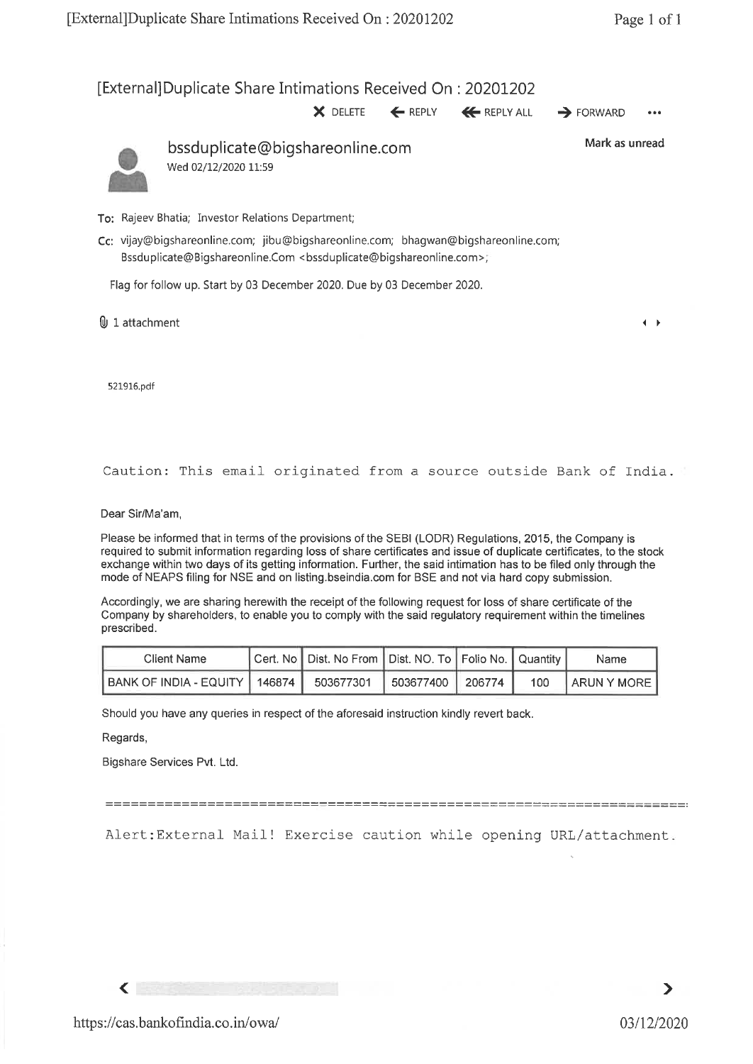# [External]Duplicate Share Intimations Received On : 20201202

X DELETE ← REPLY ⇇ REPLY ALL → FORWARD •••

**bssduplicate@bigshareonline.com**
Wed 02/12/2020 11:59

Mark as unread

**To:** Rajeev Bhatia; Investor Relations Department;

**Cc:** vijay@bigshareonline.com; jibu@bigshareonline.com; bhagwan@bigshareonline.com; Bssduplicate@Bigshareonline.Com <bssduplicate@bigshareonline.com>;

Flag for follow up. Start by 03 December 2020. Due by 03 December 2020.

1 attachment

521916.pdf

Caution: This email originated from a source outside Bank of India.

Dear Sir/Ma'am,

Please be informed that in terms of the provisions of the SEBI (LODR) Regulations, 2015, the Company is required to submit information regarding loss of share certificates and issue of duplicate certificates, to the stock exchange within two days of its getting information. Further, the said intimation has to be filed only through the mode of NEAPS filing for NSE and on listing.bseindia.com for BSE and not via hard copy submission.

Accordingly, we are sharing herewith the receipt of the following request for loss of share certificate of the Company by shareholders, to enable you to comply with the said regulatory requirement within the timelines prescribed.

| Client Name | Cert. No | Dist. No From | Dist. NO. To | Folio No. | Quantity | Name |
|---|---|---|---|---|---|---|
| BANK OF INDIA - EQUITY | 146874 | 503677301 | 503677400 | 206774 | 100 | ARUN Y MORE |

Should you have any queries in respect of the aforesaid instruction kindly revert back.

Regards,

Bigshare Services Pvt. Ltd.

Alert:External Mail! Exercise caution while opening URL/attachment.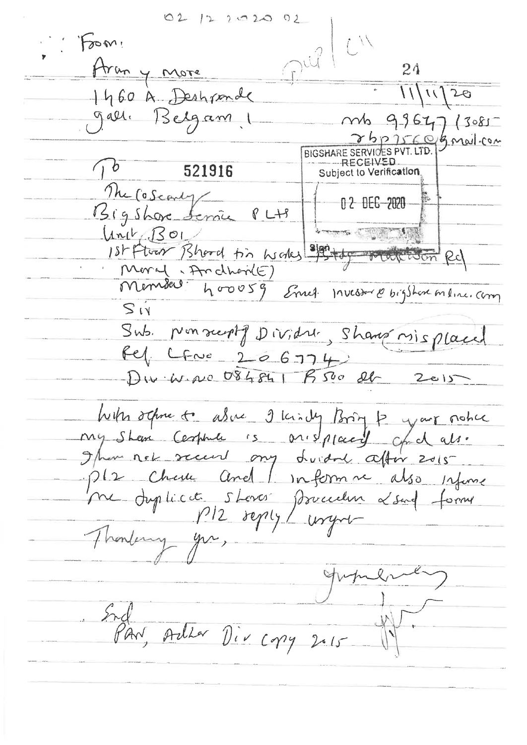02 12 2020 02

From:

Arun Y More
1460 A. Deshpande
galli Belgam 1

21
11/11/20
mb 9964713085
rbp7560@gmail.com

BIGSHARE SERVICES PVT. LTD.
RECEIVED
Subject to Verification
02 DEC 2020
Sign

To 521916

The Co Secretary
Bigshare Service PLtd
Unit B01
1st Floor Bharat tin works Bldg Makwan Rd
Marol, Andheri(E)
Mumbai 400059 Email investor@bigshareonline.com

Sir

Sub. Non receipt Dividend, Shares misplaced
Ref. LF no 206774
Div W no 084841 Rs 500 dt 2015

With reference to above I kindly Bring to your notice my Share Certificate is misplaced and also I have not received any dividend after 2015. plz check and inform me also inform me duplicate Shares procedure & send forms
plz reply urgent

Thanking you,

yours truly

Encl
PAN, Adhar Div copy 2015